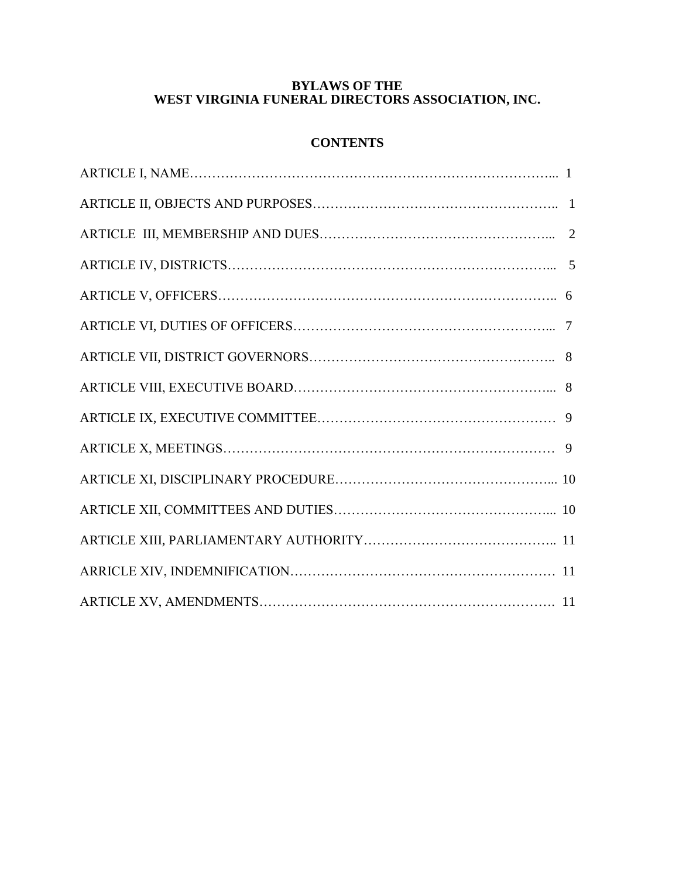# BYLAWS OF THE
# WEST VIRGINIA FUNERAL DIRECTORS ASSOCIATION, INC.

## CONTENTS

ARTICLE I, NAME……………………………………………………………………... 1

ARTICLE II, OBJECTS AND PURPOSES……………………………………………….. 1

ARTICLE III, MEMBERSHIP AND DUES…………………………………………….... 2

ARTICLE IV, DISTRICTS……………………………………………………………... 5

ARTICLE V, OFFICERS……………………………………………………………….. 6

ARTICLE VI, DUTIES OF OFFICERS………………………………………………... 7

ARTICLE VII, DISTRICT GOVERNORS……………………………………………….. 8

ARTICLE VIII, EXECUTIVE BOARD………………………………………………... 8

ARTICLE IX, EXECUTIVE COMMITTEE…………………………………………… 9

ARTICLE X, MEETINGS……………………………………………………………… 9

ARTICLE XI, DISCIPLINARY PROCEDURE…………………………………………... 10

ARTICLE XII, COMMITTEES AND DUTIES…………………………………………... 10

ARTICLE XIII, PARLIAMENTARY AUTHORITY…………………………………….. 11

ARRICLE XIV, INDEMNIFICATION…………………………………………………… 11

ARTICLE XV, AMENDMENTS…………………………………………………………. 11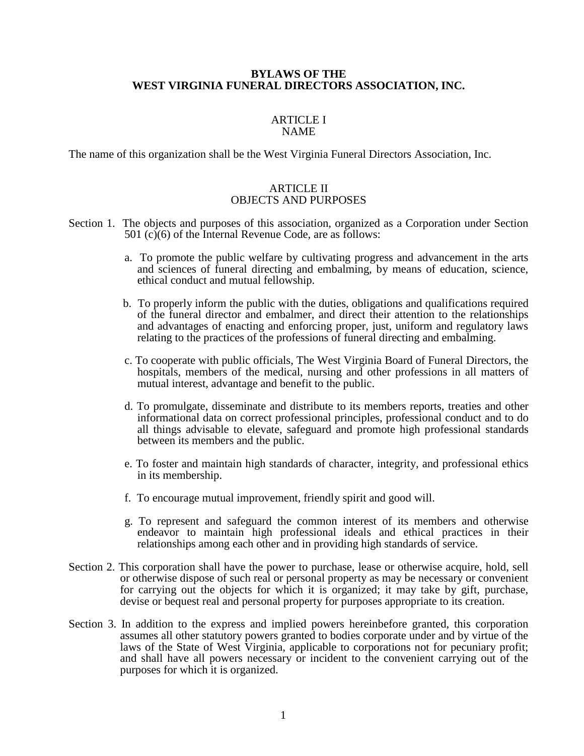# BYLAWS OF THE WEST VIRGINIA FUNERAL DIRECTORS ASSOCIATION, INC.

## ARTICLE I
## NAME

The name of this organization shall be the West Virginia Funeral Directors Association, Inc.

## ARTICLE II
## OBJECTS AND PURPOSES

Section 1. The objects and purposes of this association, organized as a Corporation under Section 501 (c)(6) of the Internal Revenue Code, are as follows:

a. To promote the public welfare by cultivating progress and advancement in the arts and sciences of funeral directing and embalming, by means of education, science, ethical conduct and mutual fellowship.

b. To properly inform the public with the duties, obligations and qualifications required of the funeral director and embalmer, and direct their attention to the relationships and advantages of enacting and enforcing proper, just, uniform and regulatory laws relating to the practices of the professions of funeral directing and embalming.

c. To cooperate with public officials, The West Virginia Board of Funeral Directors, the hospitals, members of the medical, nursing and other professions in all matters of mutual interest, advantage and benefit to the public.

d. To promulgate, disseminate and distribute to its members reports, treaties and other informational data on correct professional principles, professional conduct and to do all things advisable to elevate, safeguard and promote high professional standards between its members and the public.

e. To foster and maintain high standards of character, integrity, and professional ethics in its membership.

f. To encourage mutual improvement, friendly spirit and good will.

g. To represent and safeguard the common interest of its members and otherwise endeavor to maintain high professional ideals and ethical practices in their relationships among each other and in providing high standards of service.

Section 2. This corporation shall have the power to purchase, lease or otherwise acquire, hold, sell or otherwise dispose of such real or personal property as may be necessary or convenient for carrying out the objects for which it is organized; it may take by gift, purchase, devise or bequest real and personal property for purposes appropriate to its creation.

Section 3. In addition to the express and implied powers hereinbefore granted, this corporation assumes all other statutory powers granted to bodies corporate under and by virtue of the laws of the State of West Virginia, applicable to corporations not for pecuniary profit; and shall have all powers necessary or incident to the convenient carrying out of the purposes for which it is organized.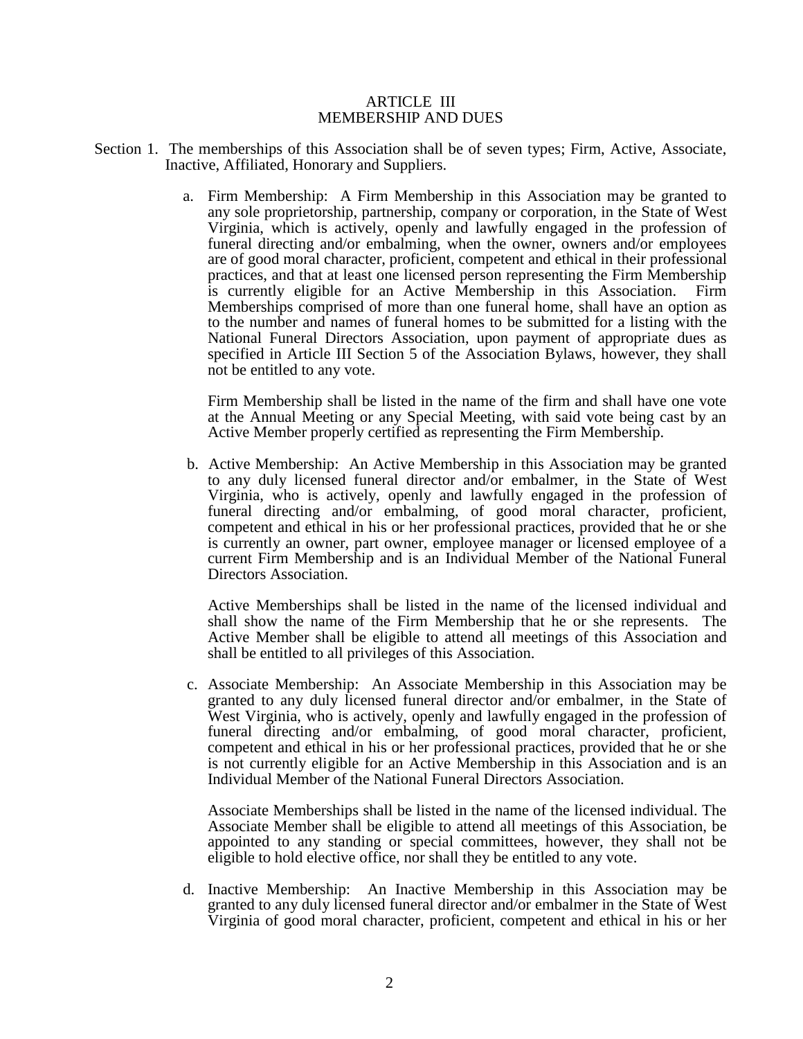## ARTICLE III
## MEMBERSHIP AND DUES

Section 1. The memberships of this Association shall be of seven types; Firm, Active, Associate, Inactive, Affiliated, Honorary and Suppliers.

a. Firm Membership: A Firm Membership in this Association may be granted to any sole proprietorship, partnership, company or corporation, in the State of West Virginia, which is actively, openly and lawfully engaged in the profession of funeral directing and/or embalming, when the owner, owners and/or employees are of good moral character, proficient, competent and ethical in their professional practices, and that at least one licensed person representing the Firm Membership is currently eligible for an Active Membership in this Association. Firm Memberships comprised of more than one funeral home, shall have an option as to the number and names of funeral homes to be submitted for a listing with the National Funeral Directors Association, upon payment of appropriate dues as specified in Article III Section 5 of the Association Bylaws, however, they shall not be entitled to any vote.

   Firm Membership shall be listed in the name of the firm and shall have one vote at the Annual Meeting or any Special Meeting, with said vote being cast by an Active Member properly certified as representing the Firm Membership.

b. Active Membership: An Active Membership in this Association may be granted to any duly licensed funeral director and/or embalmer, in the State of West Virginia, who is actively, openly and lawfully engaged in the profession of funeral directing and/or embalming, of good moral character, proficient, competent and ethical in his or her professional practices, provided that he or she is currently an owner, part owner, employee manager or licensed employee of a current Firm Membership and is an Individual Member of the National Funeral Directors Association.

   Active Memberships shall be listed in the name of the licensed individual and shall show the name of the Firm Membership that he or she represents. The Active Member shall be eligible to attend all meetings of this Association and shall be entitled to all privileges of this Association.

c. Associate Membership: An Associate Membership in this Association may be granted to any duly licensed funeral director and/or embalmer, in the State of West Virginia, who is actively, openly and lawfully engaged in the profession of funeral directing and/or embalming, of good moral character, proficient, competent and ethical in his or her professional practices, provided that he or she is not currently eligible for an Active Membership in this Association and is an Individual Member of the National Funeral Directors Association.

   Associate Memberships shall be listed in the name of the licensed individual. The Associate Member shall be eligible to attend all meetings of this Association, be appointed to any standing or special committees, however, they shall not be eligible to hold elective office, nor shall they be entitled to any vote.

d. Inactive Membership: An Inactive Membership in this Association may be granted to any duly licensed funeral director and/or embalmer in the State of West Virginia of good moral character, proficient, competent and ethical in his or her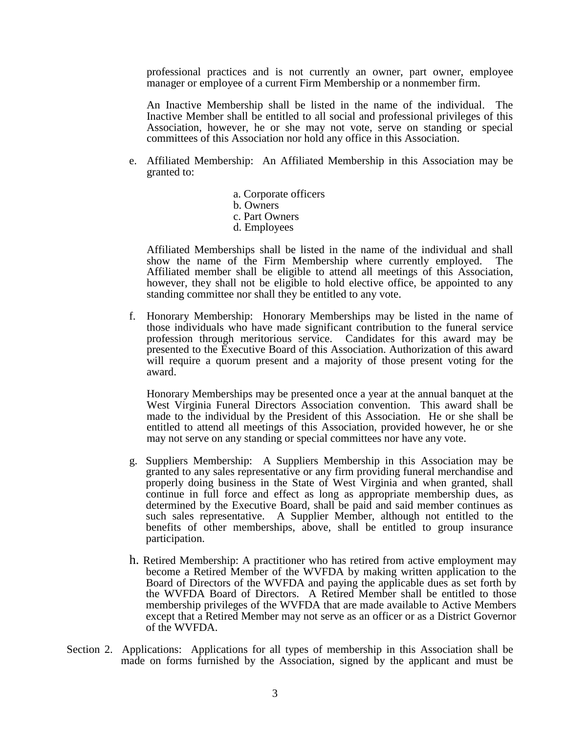professional practices and is not currently an owner, part owner, employee manager or employee of a current Firm Membership or a nonmember firm.

An Inactive Membership shall be listed in the name of the individual. The Inactive Member shall be entitled to all social and professional privileges of this Association, however, he or she may not vote, serve on standing or special committees of this Association nor hold any office in this Association.

e. Affiliated Membership: An Affiliated Membership in this Association may be granted to:

   a. Corporate officers
   b. Owners
   c. Part Owners
   d. Employees

   Affiliated Memberships shall be listed in the name of the individual and shall show the name of the Firm Membership where currently employed. The Affiliated member shall be eligible to attend all meetings of this Association, however, they shall not be eligible to hold elective office, be appointed to any standing committee nor shall they be entitled to any vote.

f. Honorary Membership: Honorary Memberships may be listed in the name of those individuals who have made significant contribution to the funeral service profession through meritorious service. Candidates for this award may be presented to the Executive Board of this Association. Authorization of this award will require a quorum present and a majority of those present voting for the award.

   Honorary Memberships may be presented once a year at the annual banquet at the West Virginia Funeral Directors Association convention. This award shall be made to the individual by the President of this Association. He or she shall be entitled to attend all meetings of this Association, provided however, he or she may not serve on any standing or special committees nor have any vote.

g. Suppliers Membership: A Suppliers Membership in this Association may be granted to any sales representative or any firm providing funeral merchandise and properly doing business in the State of West Virginia and when granted, shall continue in full force and effect as long as appropriate membership dues, as determined by the Executive Board, shall be paid and said member continues as such sales representative. A Supplier Member, although not entitled to the benefits of other memberships, above, shall be entitled to group insurance participation.

h. Retired Membership: A practitioner who has retired from active employment may become a Retired Member of the WVFDA by making written application to the Board of Directors of the WVFDA and paying the applicable dues as set forth by the WVFDA Board of Directors. A Retired Member shall be entitled to those membership privileges of the WVFDA that are made available to Active Members except that a Retired Member may not serve as an officer or as a District Governor of the WVFDA.

Section 2. Applications: Applications for all types of membership in this Association shall be made on forms furnished by the Association, signed by the applicant and must be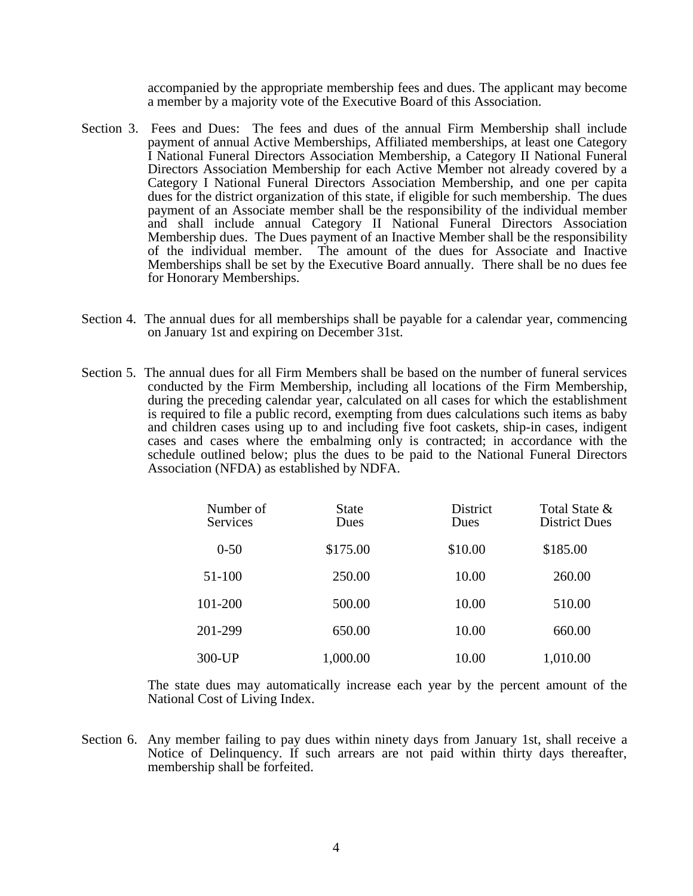accompanied by the appropriate membership fees and dues. The applicant may become a member by a majority vote of the Executive Board of this Association.

Section 3. Fees and Dues: The fees and dues of the annual Firm Membership shall include payment of annual Active Memberships, Affiliated memberships, at least one Category I National Funeral Directors Association Membership, a Category II National Funeral Directors Association Membership for each Active Member not already covered by a Category I National Funeral Directors Association Membership, and one per capita dues for the district organization of this state, if eligible for such membership. The dues payment of an Associate member shall be the responsibility of the individual member and shall include annual Category II National Funeral Directors Association Membership dues. The Dues payment of an Inactive Member shall be the responsibility of the individual member. The amount of the dues for Associate and Inactive Memberships shall be set by the Executive Board annually. There shall be no dues fee for Honorary Memberships.

Section 4. The annual dues for all memberships shall be payable for a calendar year, commencing on January 1st and expiring on December 31st.

Section 5. The annual dues for all Firm Members shall be based on the number of funeral services conducted by the Firm Membership, including all locations of the Firm Membership, during the preceding calendar year, calculated on all cases for which the establishment is required to file a public record, exempting from dues calculations such items as baby and children cases using up to and including five foot caskets, ship-in cases, indigent cases and cases where the embalming only is contracted; in accordance with the schedule outlined below; plus the dues to be paid to the National Funeral Directors Association (NFDA) as established by NDFA.

| Number of Services | State Dues | District Dues | Total State & District Dues |
|---|---|---|---|
| 0-50 | $175.00 | $10.00 | $185.00 |
| 51-100 | 250.00 | 10.00 | 260.00 |
| 101-200 | 500.00 | 10.00 | 510.00 |
| 201-299 | 650.00 | 10.00 | 660.00 |
| 300-UP | 1,000.00 | 10.00 | 1,010.00 |

The state dues may automatically increase each year by the percent amount of the National Cost of Living Index.

Section 6. Any member failing to pay dues within ninety days from January 1st, shall receive a Notice of Delinquency. If such arrears are not paid within thirty days thereafter, membership shall be forfeited.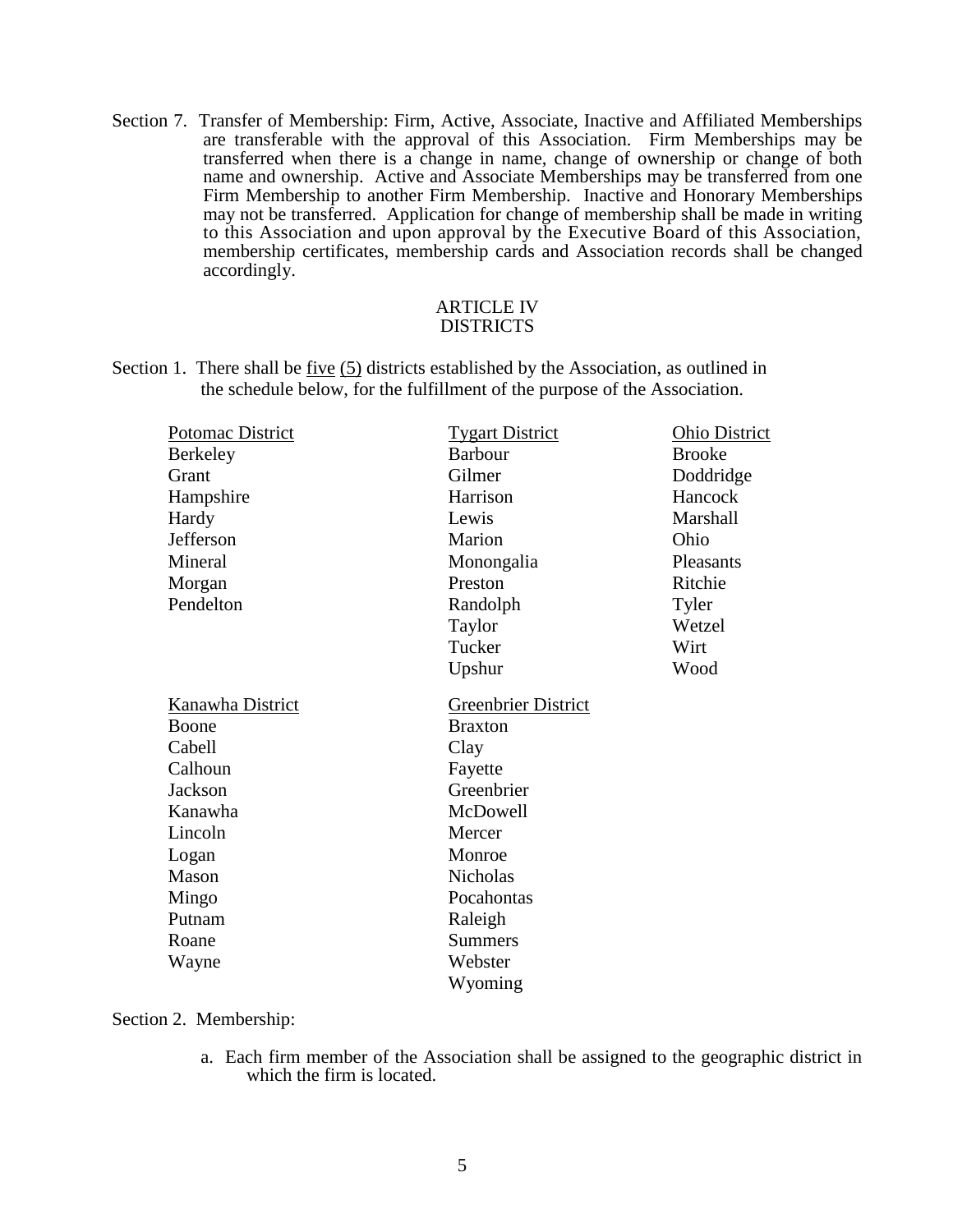Section 7. Transfer of Membership: Firm, Active, Associate, Inactive and Affiliated Memberships are transferable with the approval of this Association. Firm Memberships may be transferred when there is a change in name, change of ownership or change of both name and ownership. Active and Associate Memberships may be transferred from one Firm Membership to another Firm Membership. Inactive and Honorary Memberships may not be transferred. Application for change of membership shall be made in writing to this Association and upon approval by the Executive Board of this Association, membership certificates, membership cards and Association records shall be changed accordingly.

## ARTICLE IV
## DISTRICTS

Section 1. There shall be <u>five</u> <u>(5)</u> districts established by the Association, as outlined in the schedule below, for the fulfillment of the purpose of the Association.

| <u>Potomac District</u> | <u>Tygart District</u> | <u>Ohio District</u> |
|---|---|---|
| Berkeley | Barbour | Brooke |
| Grant | Gilmer | Doddridge |
| Hampshire | Harrison | Hancock |
| Hardy | Lewis | Marshall |
| Jefferson | Marion | Ohio |
| Mineral | Monongalia | Pleasants |
| Morgan | Preston | Ritchie |
| Pendelton | Randolph | Tyler |
| | Taylor | Wetzel |
| | Tucker | Wirt |
| | Upshur | Wood |

| <u>Kanawha District</u> | <u>Greenbrier District</u> |
|---|---|
| Boone | Braxton |
| Cabell | Clay |
| Calhoun | Fayette |
| Jackson | Greenbrier |
| Kanawha | McDowell |
| Lincoln | Mercer |
| Logan | Monroe |
| Mason | Nicholas |
| Mingo | Pocahontas |
| Putnam | Raleigh |
| Roane | Summers |
| Wayne | Webster |
| | Wyoming |

Section 2. Membership:

a. Each firm member of the Association shall be assigned to the geographic district in which the firm is located.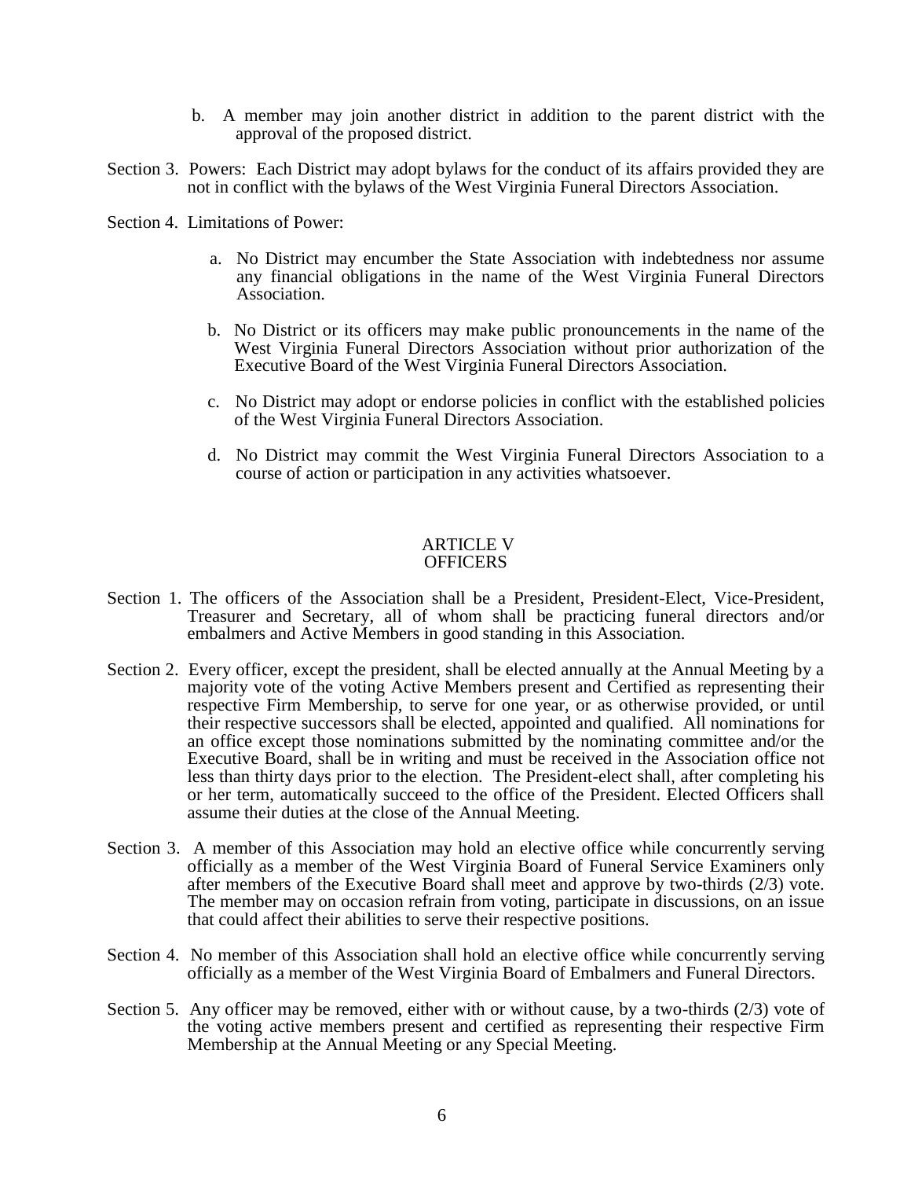b. A member may join another district in addition to the parent district with the approval of the proposed district.

Section 3. Powers: Each District may adopt bylaws for the conduct of its affairs provided they are not in conflict with the bylaws of the West Virginia Funeral Directors Association.

Section 4. Limitations of Power:

a. No District may encumber the State Association with indebtedness nor assume any financial obligations in the name of the West Virginia Funeral Directors Association.

b. No District or its officers may make public pronouncements in the name of the West Virginia Funeral Directors Association without prior authorization of the Executive Board of the West Virginia Funeral Directors Association.

c. No District may adopt or endorse policies in conflict with the established policies of the West Virginia Funeral Directors Association.

d. No District may commit the West Virginia Funeral Directors Association to a course of action or participation in any activities whatsoever.

## ARTICLE V
## OFFICERS

Section 1. The officers of the Association shall be a President, President-Elect, Vice-President, Treasurer and Secretary, all of whom shall be practicing funeral directors and/or embalmers and Active Members in good standing in this Association.

Section 2. Every officer, except the president, shall be elected annually at the Annual Meeting by a majority vote of the voting Active Members present and Certified as representing their respective Firm Membership, to serve for one year, or as otherwise provided, or until their respective successors shall be elected, appointed and qualified. All nominations for an office except those nominations submitted by the nominating committee and/or the Executive Board, shall be in writing and must be received in the Association office not less than thirty days prior to the election. The President-elect shall, after completing his or her term, automatically succeed to the office of the President. Elected Officers shall assume their duties at the close of the Annual Meeting.

Section 3. A member of this Association may hold an elective office while concurrently serving officially as a member of the West Virginia Board of Funeral Service Examiners only after members of the Executive Board shall meet and approve by two-thirds (2/3) vote. The member may on occasion refrain from voting, participate in discussions, on an issue that could affect their abilities to serve their respective positions.

Section 4. No member of this Association shall hold an elective office while concurrently serving officially as a member of the West Virginia Board of Embalmers and Funeral Directors.

Section 5. Any officer may be removed, either with or without cause, by a two-thirds (2/3) vote of the voting active members present and certified as representing their respective Firm Membership at the Annual Meeting or any Special Meeting.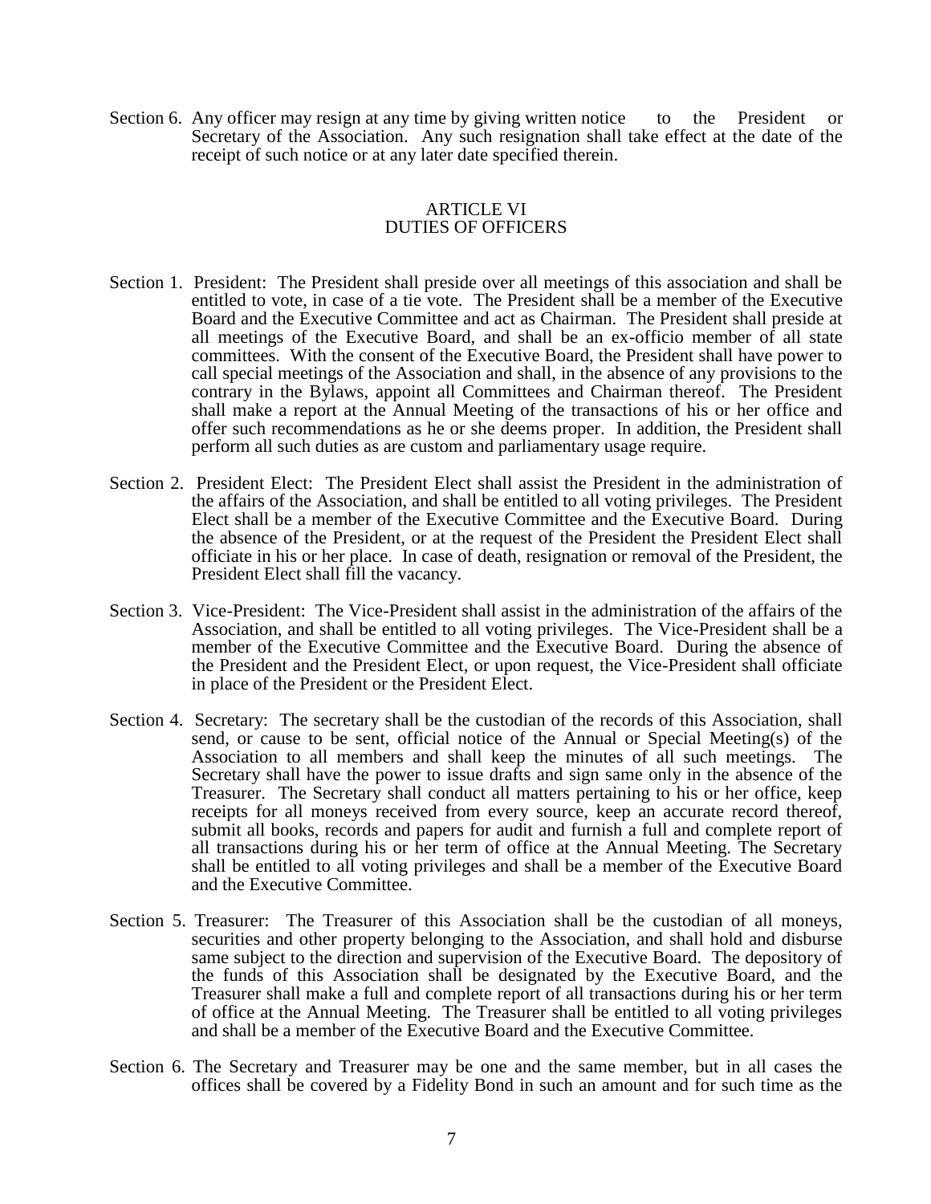Section 6. Any officer may resign at any time by giving written notice to the President or Secretary of the Association. Any such resignation shall take effect at the date of the receipt of such notice or at any later date specified therein.

## ARTICLE VI
## DUTIES OF OFFICERS

Section 1. President: The President shall preside over all meetings of this association and shall be entitled to vote, in case of a tie vote. The President shall be a member of the Executive Board and the Executive Committee and act as Chairman. The President shall preside at all meetings of the Executive Board, and shall be an ex-officio member of all state committees. With the consent of the Executive Board, the President shall have power to call special meetings of the Association and shall, in the absence of any provisions to the contrary in the Bylaws, appoint all Committees and Chairman thereof. The President shall make a report at the Annual Meeting of the transactions of his or her office and offer such recommendations as he or she deems proper. In addition, the President shall perform all such duties as are custom and parliamentary usage require.

Section 2. President Elect: The President Elect shall assist the President in the administration of the affairs of the Association, and shall be entitled to all voting privileges. The President Elect shall be a member of the Executive Committee and the Executive Board. During the absence of the President, or at the request of the President the President Elect shall officiate in his or her place. In case of death, resignation or removal of the President, the President Elect shall fill the vacancy.

Section 3. Vice-President: The Vice-President shall assist in the administration of the affairs of the Association, and shall be entitled to all voting privileges. The Vice-President shall be a member of the Executive Committee and the Executive Board. During the absence of the President and the President Elect, or upon request, the Vice-President shall officiate in place of the President or the President Elect.

Section 4. Secretary: The secretary shall be the custodian of the records of this Association, shall send, or cause to be sent, official notice of the Annual or Special Meeting(s) of the Association to all members and shall keep the minutes of all such meetings. The Secretary shall have the power to issue drafts and sign same only in the absence of the Treasurer. The Secretary shall conduct all matters pertaining to his or her office, keep receipts for all moneys received from every source, keep an accurate record thereof, submit all books, records and papers for audit and furnish a full and complete report of all transactions during his or her term of office at the Annual Meeting. The Secretary shall be entitled to all voting privileges and shall be a member of the Executive Board and the Executive Committee.

Section 5. Treasurer: The Treasurer of this Association shall be the custodian of all moneys, securities and other property belonging to the Association, and shall hold and disburse same subject to the direction and supervision of the Executive Board. The depository of the funds of this Association shall be designated by the Executive Board, and the Treasurer shall make a full and complete report of all transactions during his or her term of office at the Annual Meeting. The Treasurer shall be entitled to all voting privileges and shall be a member of the Executive Board and the Executive Committee.

Section 6. The Secretary and Treasurer may be one and the same member, but in all cases the offices shall be covered by a Fidelity Bond in such an amount and for such time as the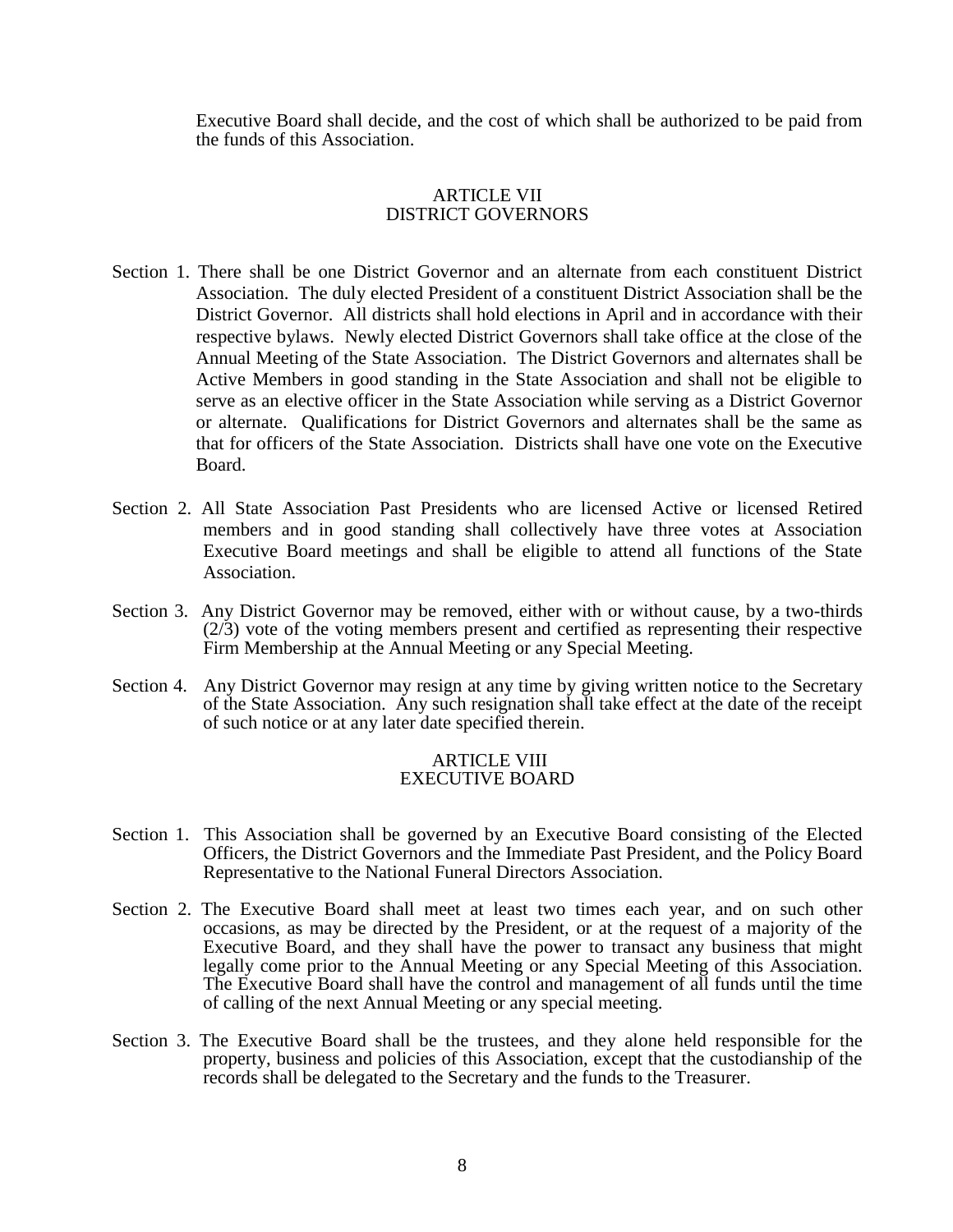Executive Board shall decide, and the cost of which shall be authorized to be paid from the funds of this Association.

## ARTICLE VII
## DISTRICT GOVERNORS

Section 1. There shall be one District Governor and an alternate from each constituent District Association. The duly elected President of a constituent District Association shall be the District Governor. All districts shall hold elections in April and in accordance with their respective bylaws. Newly elected District Governors shall take office at the close of the Annual Meeting of the State Association. The District Governors and alternates shall be Active Members in good standing in the State Association and shall not be eligible to serve as an elective officer in the State Association while serving as a District Governor or alternate. Qualifications for District Governors and alternates shall be the same as that for officers of the State Association. Districts shall have one vote on the Executive Board.

Section 2. All State Association Past Presidents who are licensed Active or licensed Retired members and in good standing shall collectively have three votes at Association Executive Board meetings and shall be eligible to attend all functions of the State Association.

Section 3. Any District Governor may be removed, either with or without cause, by a two-thirds (2/3) vote of the voting members present and certified as representing their respective Firm Membership at the Annual Meeting or any Special Meeting.

Section 4. Any District Governor may resign at any time by giving written notice to the Secretary of the State Association. Any such resignation shall take effect at the date of the receipt of such notice or at any later date specified therein.

## ARTICLE VIII
## EXECUTIVE BOARD

Section 1. This Association shall be governed by an Executive Board consisting of the Elected Officers, the District Governors and the Immediate Past President, and the Policy Board Representative to the National Funeral Directors Association.

Section 2. The Executive Board shall meet at least two times each year, and on such other occasions, as may be directed by the President, or at the request of a majority of the Executive Board, and they shall have the power to transact any business that might legally come prior to the Annual Meeting or any Special Meeting of this Association. The Executive Board shall have the control and management of all funds until the time of calling of the next Annual Meeting or any special meeting.

Section 3. The Executive Board shall be the trustees, and they alone held responsible for the property, business and policies of this Association, except that the custodianship of the records shall be delegated to the Secretary and the funds to the Treasurer.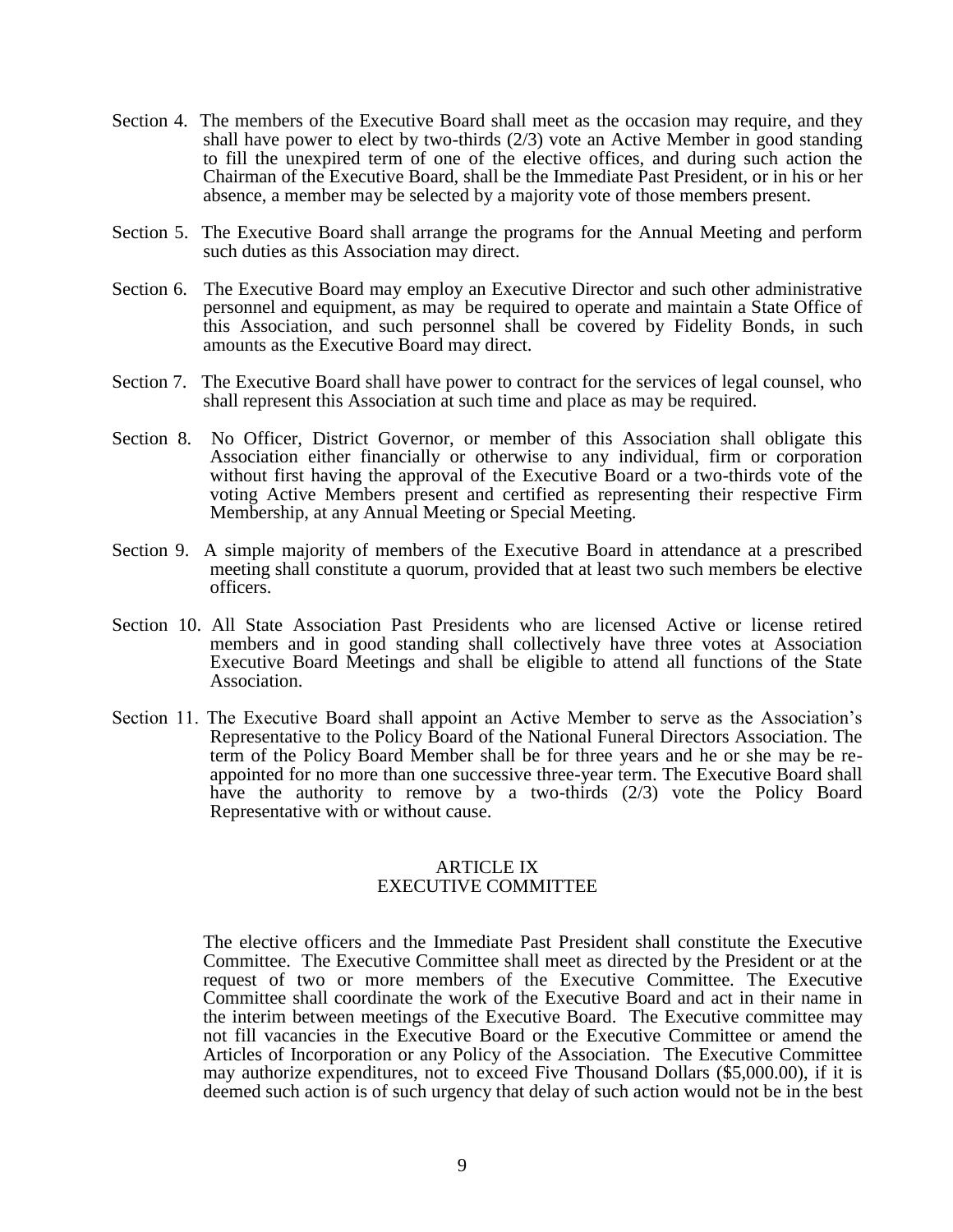Section 4. The members of the Executive Board shall meet as the occasion may require, and they shall have power to elect by two-thirds (2/3) vote an Active Member in good standing to fill the unexpired term of one of the elective offices, and during such action the Chairman of the Executive Board, shall be the Immediate Past President, or in his or her absence, a member may be selected by a majority vote of those members present.

Section 5. The Executive Board shall arrange the programs for the Annual Meeting and perform such duties as this Association may direct.

Section 6. The Executive Board may employ an Executive Director and such other administrative personnel and equipment, as may be required to operate and maintain a State Office of this Association, and such personnel shall be covered by Fidelity Bonds, in such amounts as the Executive Board may direct.

Section 7. The Executive Board shall have power to contract for the services of legal counsel, who shall represent this Association at such time and place as may be required.

Section 8. No Officer, District Governor, or member of this Association shall obligate this Association either financially or otherwise to any individual, firm or corporation without first having the approval of the Executive Board or a two-thirds vote of the voting Active Members present and certified as representing their respective Firm Membership, at any Annual Meeting or Special Meeting.

Section 9. A simple majority of members of the Executive Board in attendance at a prescribed meeting shall constitute a quorum, provided that at least two such members be elective officers.

Section 10. All State Association Past Presidents who are licensed Active or license retired members and in good standing shall collectively have three votes at Association Executive Board Meetings and shall be eligible to attend all functions of the State Association.

Section 11. The Executive Board shall appoint an Active Member to serve as the Association's Representative to the Policy Board of the National Funeral Directors Association. The term of the Policy Board Member shall be for three years and he or she may be re-appointed for no more than one successive three-year term. The Executive Board shall have the authority to remove by a two-thirds (2/3) vote the Policy Board Representative with or without cause.

## ARTICLE IX
## EXECUTIVE COMMITTEE

The elective officers and the Immediate Past President shall constitute the Executive Committee. The Executive Committee shall meet as directed by the President or at the request of two or more members of the Executive Committee. The Executive Committee shall coordinate the work of the Executive Board and act in their name in the interim between meetings of the Executive Board. The Executive committee may not fill vacancies in the Executive Board or the Executive Committee or amend the Articles of Incorporation or any Policy of the Association. The Executive Committee may authorize expenditures, not to exceed Five Thousand Dollars ($5,000.00), if it is deemed such action is of such urgency that delay of such action would not be in the best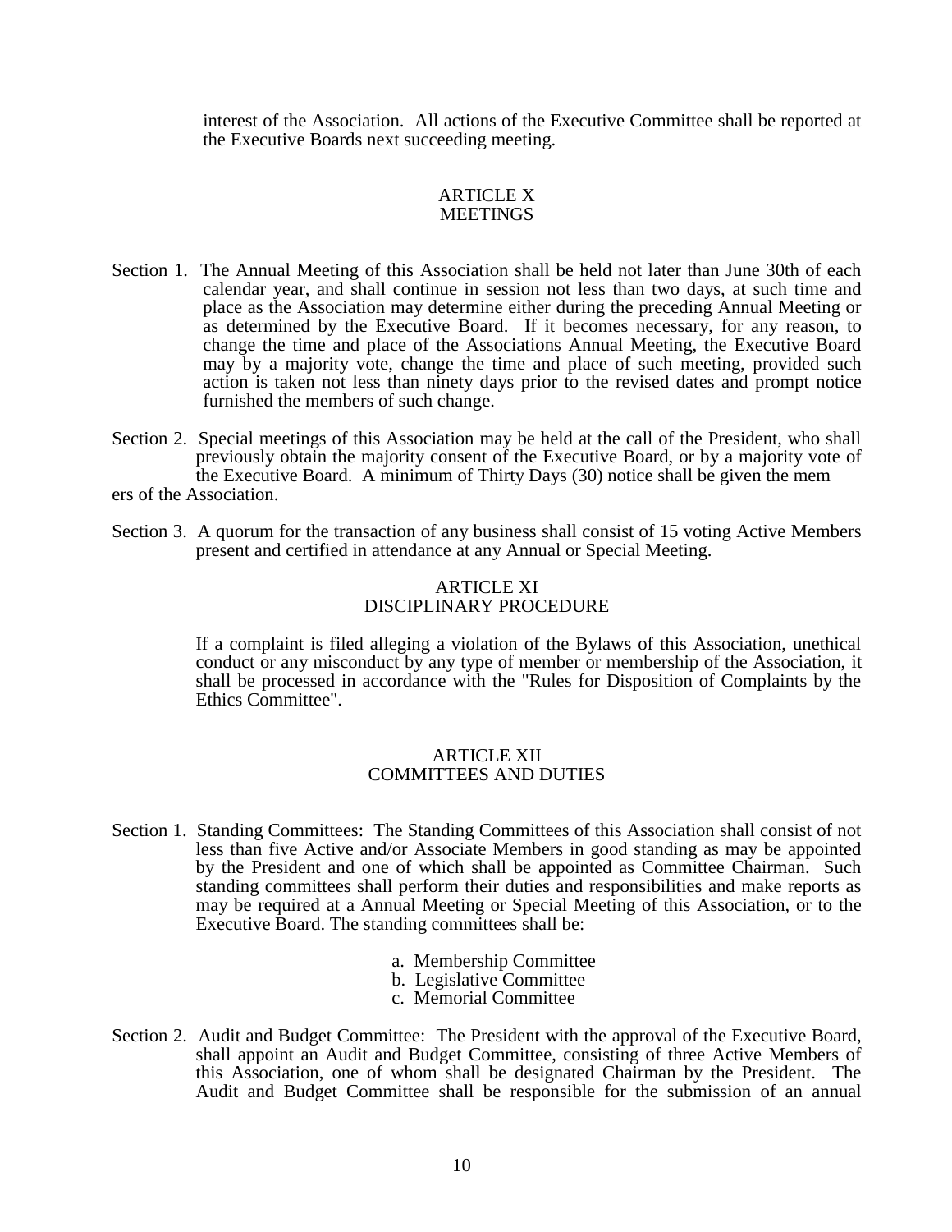interest of the Association. All actions of the Executive Committee shall be reported at the Executive Boards next succeeding meeting.

## ARTICLE X
## MEETINGS

Section 1. The Annual Meeting of this Association shall be held not later than June 30th of each calendar year, and shall continue in session not less than two days, at such time and place as the Association may determine either during the preceding Annual Meeting or as determined by the Executive Board. If it becomes necessary, for any reason, to change the time and place of the Associations Annual Meeting, the Executive Board may by a majority vote, change the time and place of such meeting, provided such action is taken not less than ninety days prior to the revised dates and prompt notice furnished the members of such change.

Section 2. Special meetings of this Association may be held at the call of the President, who shall previously obtain the majority consent of the Executive Board, or by a majority vote of the Executive Board. A minimum of Thirty Days (30) notice shall be given the mem ers of the Association.

Section 3. A quorum for the transaction of any business shall consist of 15 voting Active Members present and certified in attendance at any Annual or Special Meeting.

## ARTICLE XI
## DISCIPLINARY PROCEDURE

If a complaint is filed alleging a violation of the Bylaws of this Association, unethical conduct or any misconduct by any type of member or membership of the Association, it shall be processed in accordance with the "Rules for Disposition of Complaints by the Ethics Committee".

## ARTICLE XII
## COMMITTEES AND DUTIES

Section 1. Standing Committees: The Standing Committees of this Association shall consist of not less than five Active and/or Associate Members in good standing as may be appointed by the President and one of which shall be appointed as Committee Chairman. Such standing committees shall perform their duties and responsibilities and make reports as may be required at a Annual Meeting or Special Meeting of this Association, or to the Executive Board. The standing committees shall be:

a. Membership Committee
b. Legislative Committee
c. Memorial Committee

Section 2. Audit and Budget Committee: The President with the approval of the Executive Board, shall appoint an Audit and Budget Committee, consisting of three Active Members of this Association, one of whom shall be designated Chairman by the President. The Audit and Budget Committee shall be responsible for the submission of an annual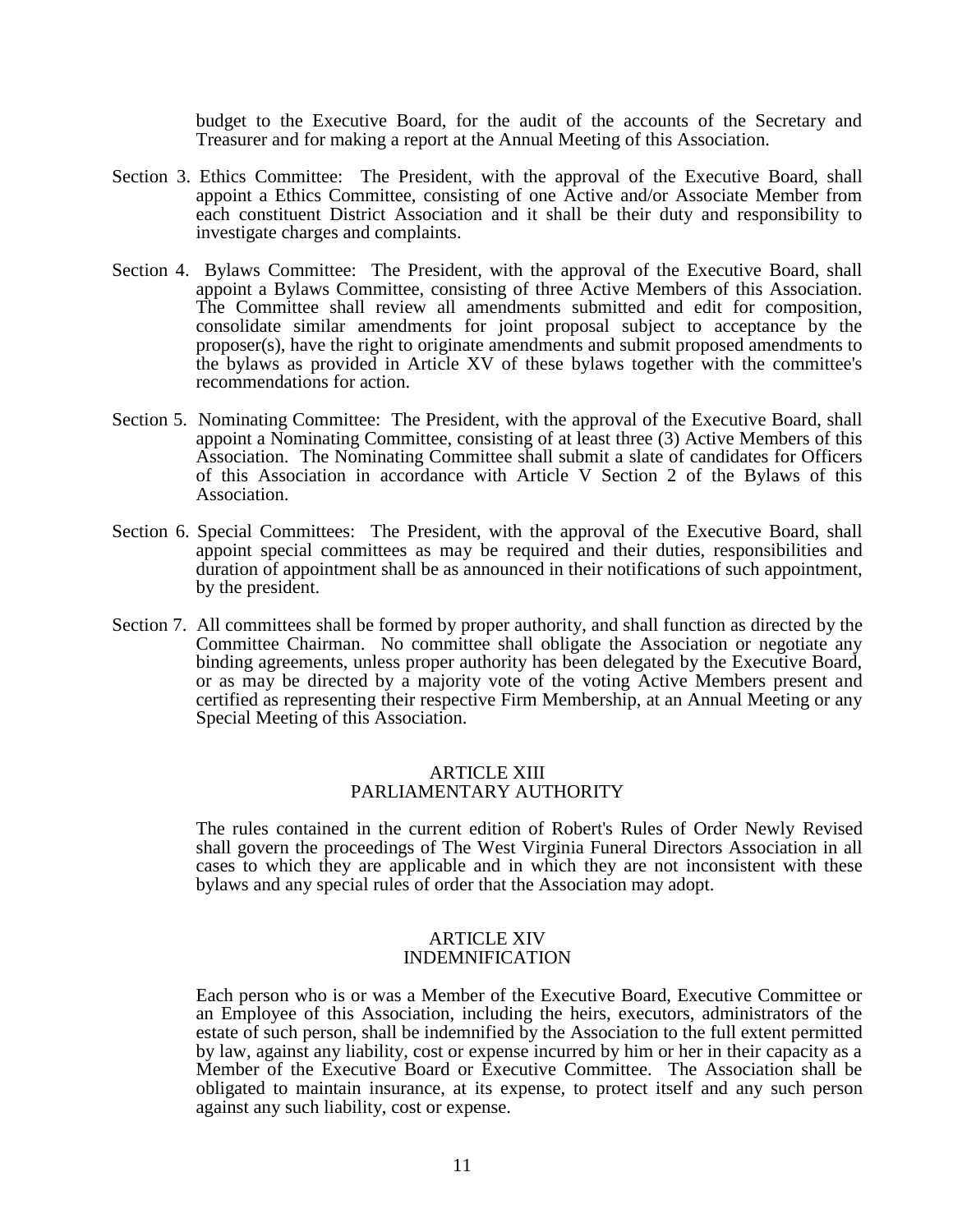budget to the Executive Board, for the audit of the accounts of the Secretary and Treasurer and for making a report at the Annual Meeting of this Association.

Section 3. Ethics Committee: The President, with the approval of the Executive Board, shall appoint a Ethics Committee, consisting of one Active and/or Associate Member from each constituent District Association and it shall be their duty and responsibility to investigate charges and complaints.

Section 4. Bylaws Committee: The President, with the approval of the Executive Board, shall appoint a Bylaws Committee, consisting of three Active Members of this Association. The Committee shall review all amendments submitted and edit for composition, consolidate similar amendments for joint proposal subject to acceptance by the proposer(s), have the right to originate amendments and submit proposed amendments to the bylaws as provided in Article XV of these bylaws together with the committee's recommendations for action.

Section 5. Nominating Committee: The President, with the approval of the Executive Board, shall appoint a Nominating Committee, consisting of at least three (3) Active Members of this Association. The Nominating Committee shall submit a slate of candidates for Officers of this Association in accordance with Article V Section 2 of the Bylaws of this Association.

Section 6. Special Committees: The President, with the approval of the Executive Board, shall appoint special committees as may be required and their duties, responsibilities and duration of appointment shall be as announced in their notifications of such appointment, by the president.

Section 7. All committees shall be formed by proper authority, and shall function as directed by the Committee Chairman. No committee shall obligate the Association or negotiate any binding agreements, unless proper authority has been delegated by the Executive Board, or as may be directed by a majority vote of the voting Active Members present and certified as representing their respective Firm Membership, at an Annual Meeting or any Special Meeting of this Association.

## ARTICLE XIII
## PARLIAMENTARY AUTHORITY

The rules contained in the current edition of Robert's Rules of Order Newly Revised shall govern the proceedings of The West Virginia Funeral Directors Association in all cases to which they are applicable and in which they are not inconsistent with these bylaws and any special rules of order that the Association may adopt.

## ARTICLE XIV
## INDEMNIFICATION

Each person who is or was a Member of the Executive Board, Executive Committee or an Employee of this Association, including the heirs, executors, administrators of the estate of such person, shall be indemnified by the Association to the full extent permitted by law, against any liability, cost or expense incurred by him or her in their capacity as a Member of the Executive Board or Executive Committee. The Association shall be obligated to maintain insurance, at its expense, to protect itself and any such person against any such liability, cost or expense.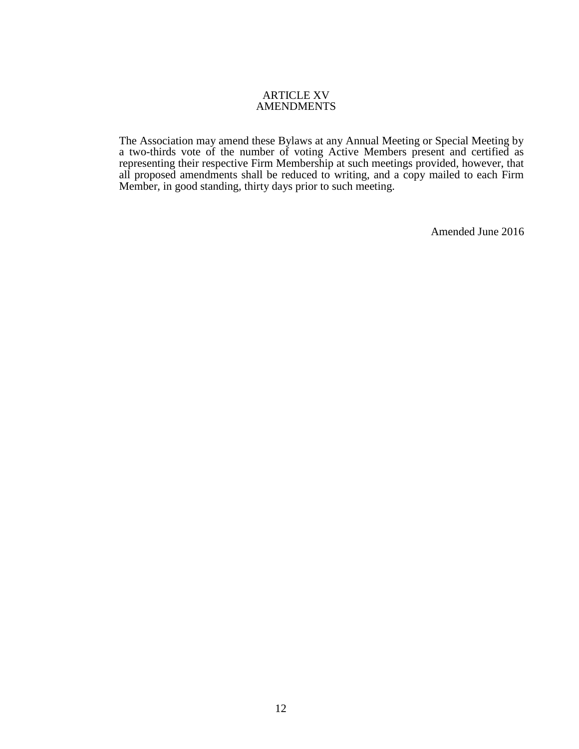## ARTICLE XV
## AMENDMENTS

The Association may amend these Bylaws at any Annual Meeting or Special Meeting by a two-thirds vote of the number of voting Active Members present and certified as representing their respective Firm Membership at such meetings provided, however, that all proposed amendments shall be reduced to writing, and a copy mailed to each Firm Member, in good standing, thirty days prior to such meeting.

Amended June 2016